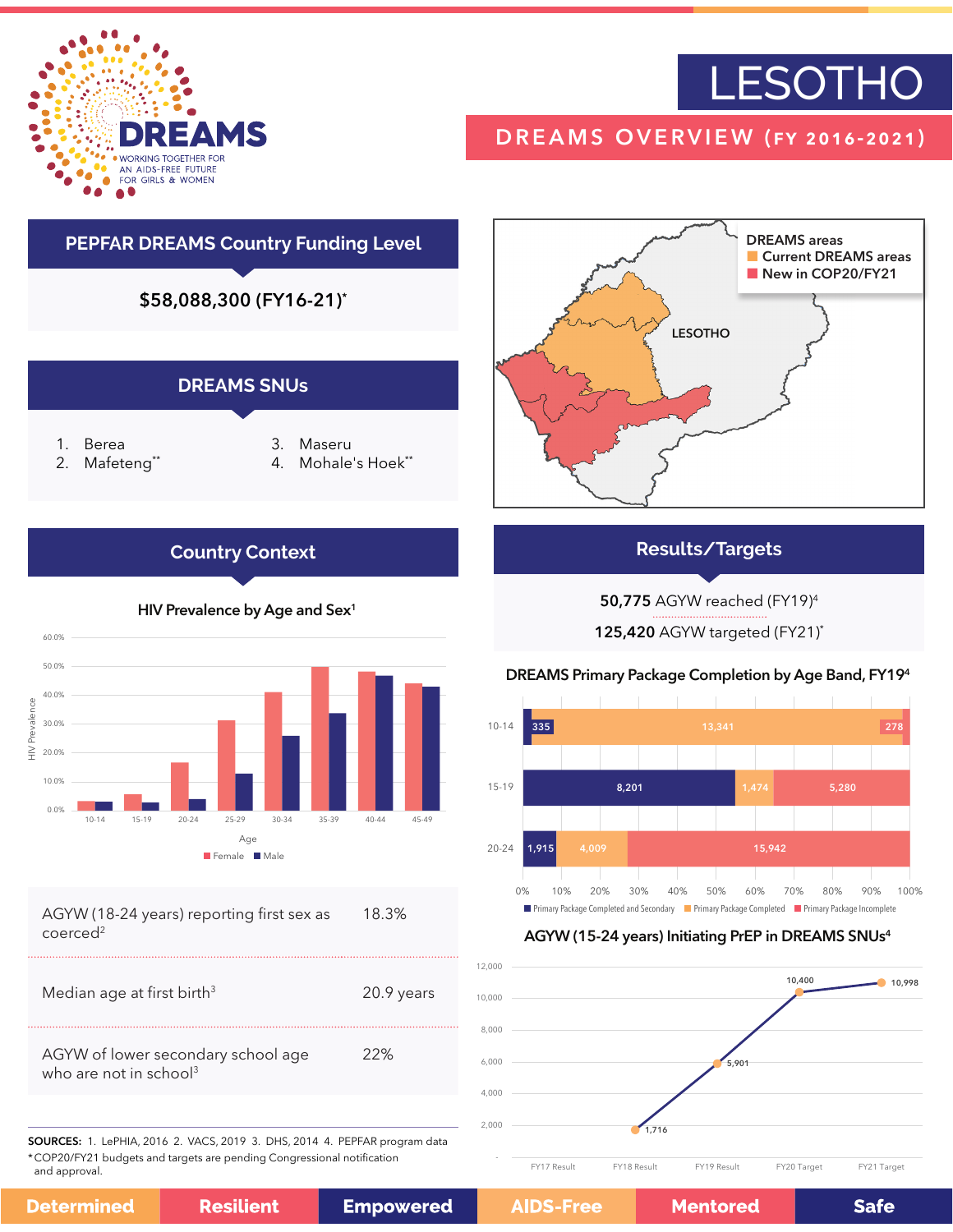# LESOTHO

## DREAMS OVERVIEW (FY 2016-2021)

DREAMS — WORKING TOGETHER FOR AN AIDS-FREE FUTURE FOR GIRLS & WOMEN

## PEPFAR DREAMS Country Funding Level

**$58,088,300 (FY16-21)***

## DREAMS SNUs

1. Berea
2. Mafeteng**
3. Maseru
4. Mohale's Hoek**

DREAMS areas
- Current DREAMS areas
- New in COP20/FY21

## Country Context

### HIV Prevalence by Age and Sex[1]

| Age | Female | Male |
|---|---|---|
| 10-14 | ~3% | ~3% |
| 15-19 | ~6% | ~3% |
| 20-24 | ~17% | ~4% |
| 25-29 | ~31% | ~13% |
| 30-34 | ~41% | ~26% |
| 35-39 | ~50% | ~34% |
| 40-44 | ~48% | ~47% |
| 45-49 | ~44% | ~43% |

| | |
|---|---|
| AGYW (18-24 years) reporting first sex as coerced[2] | 18.3% |
| Median age at first birth[3] | 20.9 years |
| AGYW of lower secondary school age who are not in school[3] | 22% |

## Results/Targets

**50,775** AGYW reached (FY19)[4]

**125,420** AGYW targeted (FY21)*

### DREAMS Primary Package Completion by Age Band, FY19[4]

| Age Band | Primary Package Completed and Secondary | Primary Package Completed | Primary Package Incomplete |
|---|---|---|---|
| 10-14 | 335 | 13,341 | 278 |
| 15-19 | 8,201 | 1,474 | 5,280 |
| 20-24 | 1,915 | 4,009 | 15,942 |

### AGYW (15-24 years) Initiating PrEP in DREAMS SNUs[4]

| FY17 Result | FY18 Result | FY19 Result | FY20 Target | FY21 Target |
|---|---|---|---|---|
| - | 1,716 | 5,901 | 10,400 | 10,998 |

SOURCES: 1. LePHIA, 2016 2. VACS, 2019 3. DHS, 2014 4. PEPFAR program data

*COP20/FY21 budgets and targets are pending Congressional notification and approval.

Determined | Resilient | Empowered | AIDS-Free | Mentored | Safe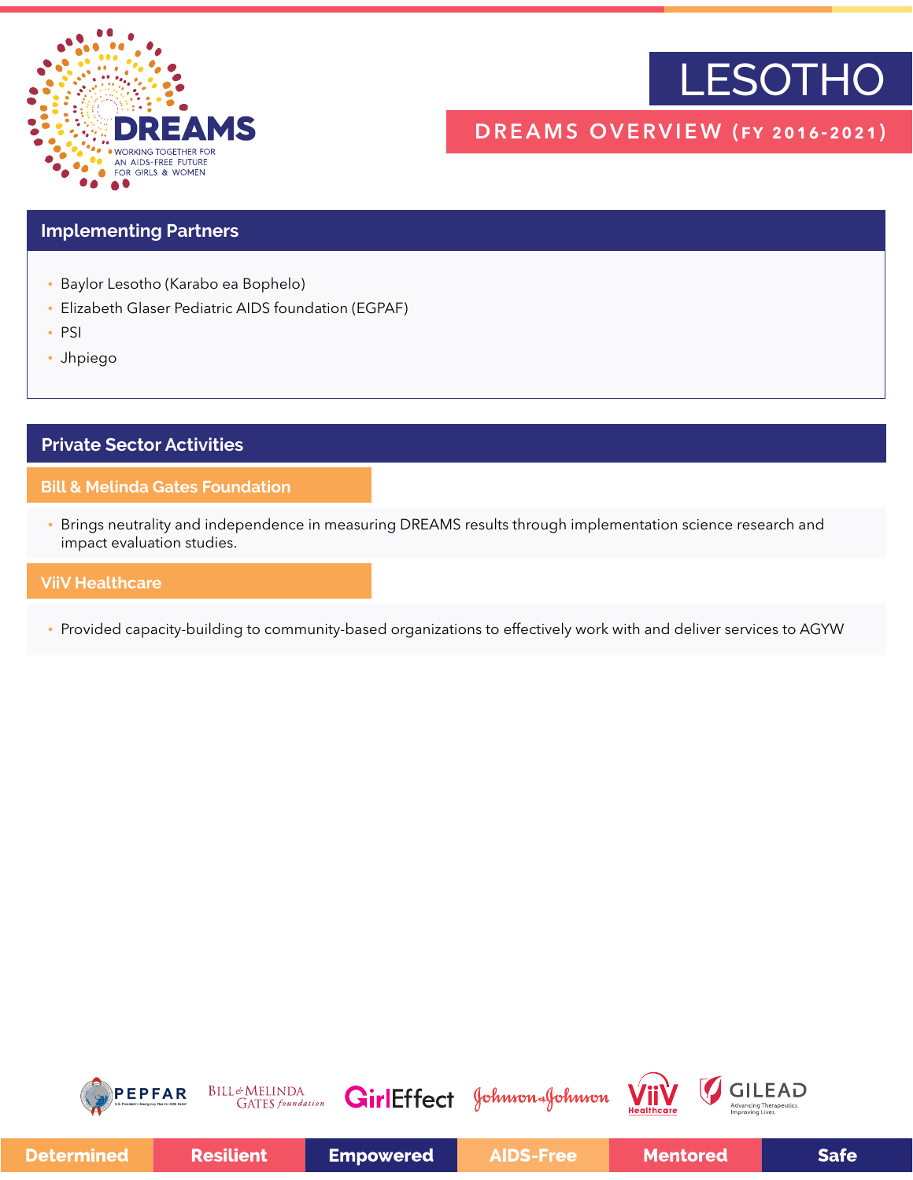# LESOTHO

## DREAMS OVERVIEW (FY 2016-2021)

DREAMS
WORKING TOGETHER FOR AN AIDS-FREE FUTURE FOR GIRLS & WOMEN

## Implementing Partners

- Baylor Lesotho (Karabo ea Bophelo)
- Elizabeth Glaser Pediatric AIDS foundation (EGPAF)
- PSI
- Jhpiego

## Private Sector Activities

### Bill & Melinda Gates Foundation

- Brings neutrality and independence in measuring DREAMS results through implementation science research and impact evaluation studies.

### ViiV Healthcare

- Provided capacity-building to community-based organizations to effectively work with and deliver services to AGYW

PEPFAR | Bill & Melinda Gates foundation | GirlEffect | Johnson & Johnson | ViiV Healthcare | GILEAD

Determined | Resilient | Empowered | AIDS-Free | Mentored | Safe